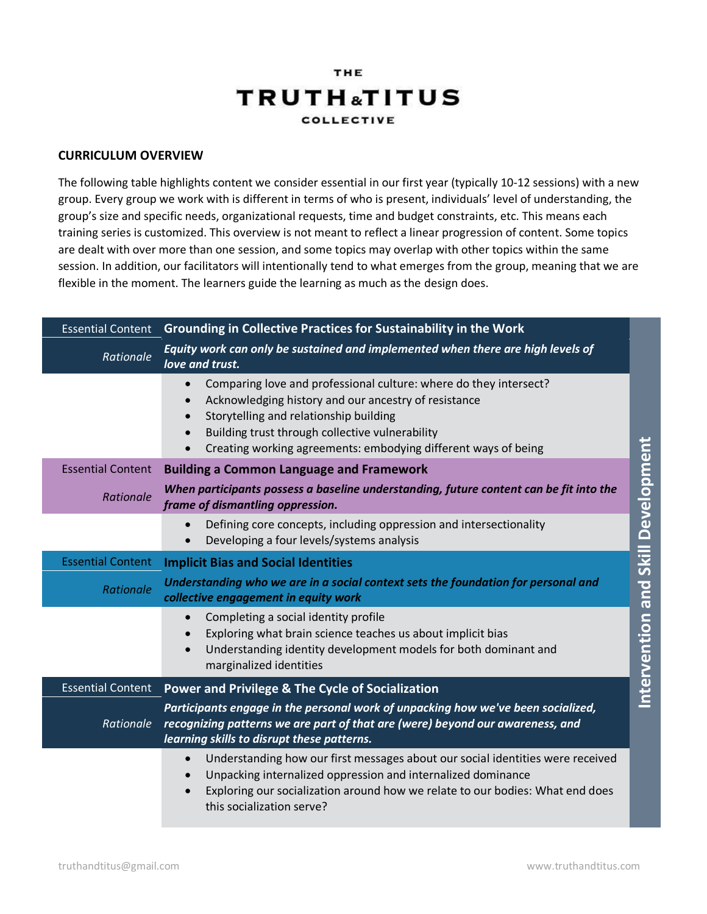# THE TRUTH & TITUS COLLECTIVE

## CURRICULUM OVERVIEW

The following table highlights content we consider essential in our first year (typically 10-12 sessions) with a new group. Every group we work with is different in terms of who is present, individuals' level of understanding, the group's size and specific needs, organizational requests, time and budget constraints, etc. This means each training series is customized. This overview is not meant to reflect a linear progression of content. Some topics are dealt with over more than one session, and some topics may overlap with other topics within the same session. In addition, our facilitators will intentionally tend to what emerges from the group, meaning that we are flexible in the moment. The learners guide the learning as much as the design does.

**Intervention and Skill Development**

| Essential Content | **Grounding in Collective Practices for Sustainability in the Work** |
|---|---|
| *Rationale* | ***Equity work can only be sustained and implemented when there are high levels of love and trust.*** |
| | • Comparing love and professional culture: where do they intersect?<br>• Acknowledging history and our ancestry of resistance<br>• Storytelling and relationship building<br>• Building trust through collective vulnerability<br>• Creating working agreements: embodying different ways of being |
| Essential Content | **Building a Common Language and Framework** |
| *Rationale* | ***When participants possess a baseline understanding, future content can be fit into the frame of dismantling oppression.*** |
| | • Defining core concepts, including oppression and intersectionality<br>• Developing a four levels/systems analysis |
| Essential Content | **Implicit Bias and Social Identities** |
| *Rationale* | ***Understanding who we are in a social context sets the foundation for personal and collective engagement in equity work*** |
| | • Completing a social identity profile<br>• Exploring what brain science teaches us about implicit bias<br>• Understanding identity development models for both dominant and marginalized identities |
| Essential Content | **Power and Privilege & The Cycle of Socialization** |
| *Rationale* | ***Participants engage in the personal work of unpacking how we've been socialized, recognizing patterns we are part of that are (were) beyond our awareness, and learning skills to disrupt these patterns.*** |
| | • Understanding how our first messages about our social identities were received<br>• Unpacking internalized oppression and internalized dominance<br>• Exploring our socialization around how we relate to our bodies: What end does this socialization serve? |

truthandtitus@gmail.com www.truthandtitus.com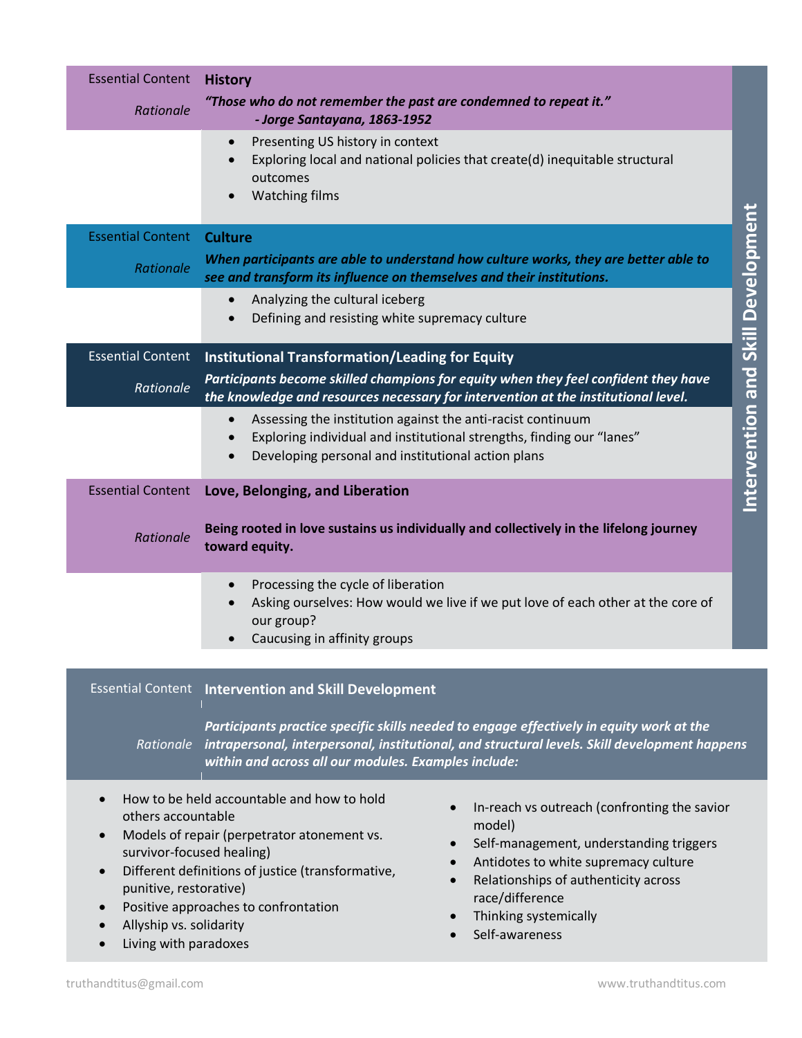| | |
|---|---|
| Essential Content | **History** |
| *Rationale* | ***"Those who do not remember the past are condemned to repeat it." - Jorge Santayana, 1863-1952*** |
| | • Presenting US history in context<br>• Exploring local and national policies that create(d) inequitable structural outcomes<br>• Watching films |
| Essential Content | **Culture** |
| *Rationale* | ***When participants are able to understand how culture works, they are better able to see and transform its influence on themselves and their institutions.*** |
| | • Analyzing the cultural iceberg<br>• Defining and resisting white supremacy culture |
| Essential Content | **Institutional Transformation/Leading for Equity** |
| *Rationale* | ***Participants become skilled champions for equity when they feel confident they have the knowledge and resources necessary for intervention at the institutional level.*** |
| | • Assessing the institution against the anti-racist continuum<br>• Exploring individual and institutional strengths, finding our "lanes"<br>• Developing personal and institutional action plans |
| Essential Content | **Love, Belonging, and Liberation** |
| *Rationale* | **Being rooted in love sustains us individually and collectively in the lifelong journey toward equity.** |
| | • Processing the cycle of liberation<br>• Asking ourselves: How would we live if we put love of each other at the core of our group?<br>• Caucusing in affinity groups |

**Intervention and Skill Development**

| | |
|---|---|
| Essential Content | **Intervention and Skill Development** |
| *Rationale* | ***Participants practice specific skills needed to engage effectively in equity work at the intrapersonal, interpersonal, institutional, and structural levels. Skill development happens within and across all our modules. Examples include:*** |

- How to be held accountable and how to hold others accountable
- Models of repair (perpetrator atonement vs. survivor-focused healing)
- Different definitions of justice (transformative, punitive, restorative)
- Positive approaches to confrontation
- Allyship vs. solidarity
- Living with paradoxes
- In-reach vs outreach (confronting the savior model)
- Self-management, understanding triggers
- Antidotes to white supremacy culture
- Relationships of authenticity across race/difference
- Thinking systemically
- Self-awareness

truthandtitus@gmail.com www.truthandtitus.com